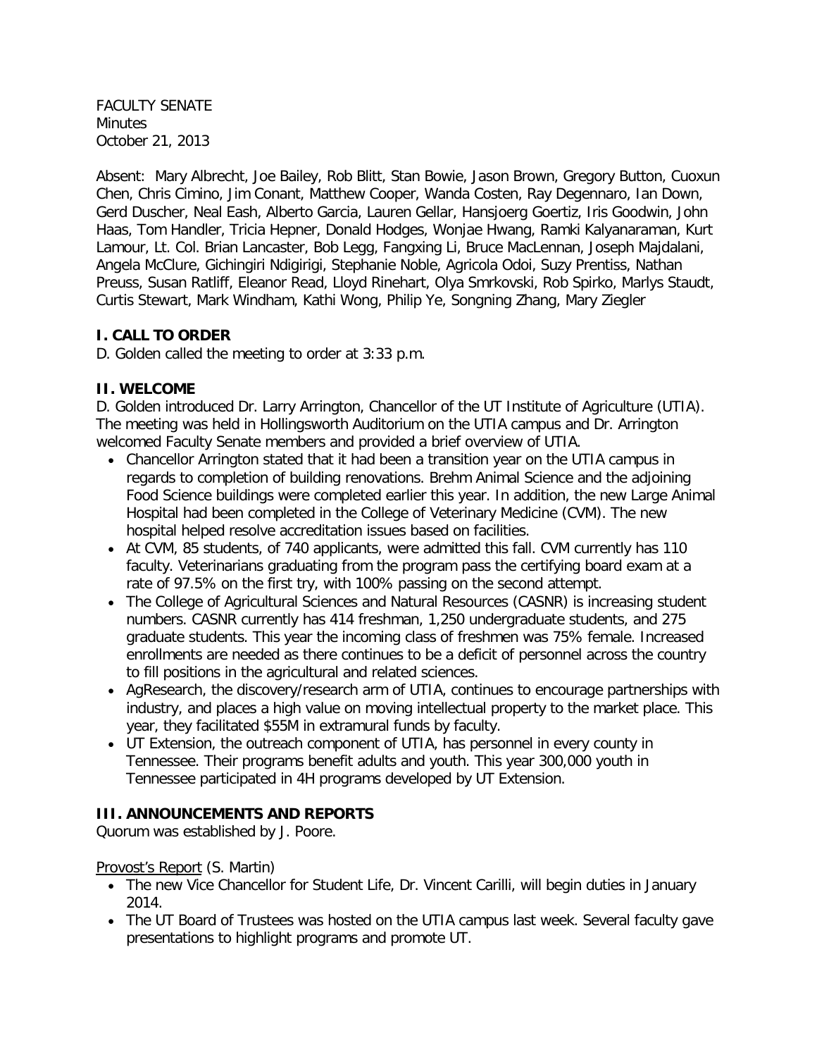FACULTY SENATE
Minutes
October 21, 2013

Absent: Mary Albrecht, Joe Bailey, Rob Blitt, Stan Bowie, Jason Brown, Gregory Button, Cuoxun Chen, Chris Cimino, Jim Conant, Matthew Cooper, Wanda Costen, Ray Degennaro, Ian Down, Gerd Duscher, Neal Eash, Alberto Garcia, Lauren Gellar, Hansjoerg Goertiz, Iris Goodwin, John Haas, Tom Handler, Tricia Hepner, Donald Hodges, Wonjae Hwang, Ramki Kalyanaraman, Kurt Lamour, Lt. Col. Brian Lancaster, Bob Legg, Fangxing Li, Bruce MacLennan, Joseph Majdalani, Angela McClure, Gichingiri Ndigirigi, Stephanie Noble, Agricola Odoi, Suzy Prentiss, Nathan Preuss, Susan Ratliff, Eleanor Read, Lloyd Rinehart, Olya Smrkovski, Rob Spirko, Marlys Staudt, Curtis Stewart, Mark Windham, Kathi Wong, Philip Ye, Songning Zhang, Mary Ziegler

## I. CALL TO ORDER

D. Golden called the meeting to order at 3:33 p.m.

## II. WELCOME

D. Golden introduced Dr. Larry Arrington, Chancellor of the UT Institute of Agriculture (UTIA). The meeting was held in Hollingsworth Auditorium on the UTIA campus and Dr. Arrington welcomed Faculty Senate members and provided a brief overview of UTIA.

- Chancellor Arrington stated that it had been a transition year on the UTIA campus in regards to completion of building renovations. Brehm Animal Science and the adjoining Food Science buildings were completed earlier this year. In addition, the new Large Animal Hospital had been completed in the College of Veterinary Medicine (CVM). The new hospital helped resolve accreditation issues based on facilities.
- At CVM, 85 students, of 740 applicants, were admitted this fall. CVM currently has 110 faculty. Veterinarians graduating from the program pass the certifying board exam at a rate of 97.5% on the first try, with 100% passing on the second attempt.
- The College of Agricultural Sciences and Natural Resources (CASNR) is increasing student numbers. CASNR currently has 414 freshman, 1,250 undergraduate students, and 275 graduate students. This year the incoming class of freshmen was 75% female. Increased enrollments are needed as there continues to be a deficit of personnel across the country to fill positions in the agricultural and related sciences.
- AgResearch, the discovery/research arm of UTIA, continues to encourage partnerships with industry, and places a high value on moving intellectual property to the market place. This year, they facilitated $55M in extramural funds by faculty.
- UT Extension, the outreach component of UTIA, has personnel in every county in Tennessee. Their programs benefit adults and youth. This year 300,000 youth in Tennessee participated in 4H programs developed by UT Extension.

## III. ANNOUNCEMENTS AND REPORTS

Quorum was established by J. Poore.

Provost's Report (S. Martin)

- The new Vice Chancellor for Student Life, Dr. Vincent Carilli, will begin duties in January 2014.
- The UT Board of Trustees was hosted on the UTIA campus last week. Several faculty gave presentations to highlight programs and promote UT.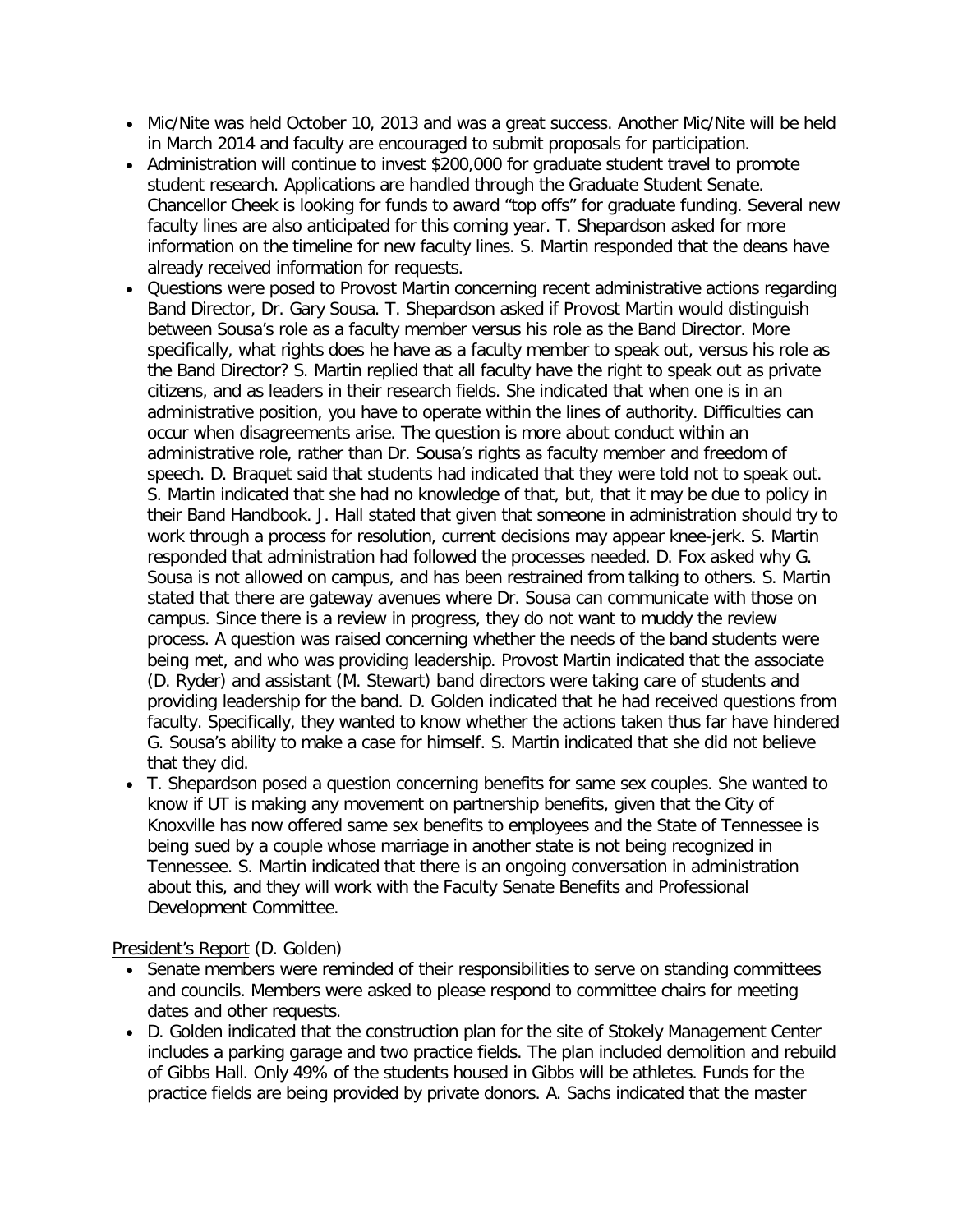- Mic/Nite was held October 10, 2013 and was a great success. Another Mic/Nite will be held in March 2014 and faculty are encouraged to submit proposals for participation.
- Administration will continue to invest $200,000 for graduate student travel to promote student research. Applications are handled through the Graduate Student Senate. Chancellor Cheek is looking for funds to award "top offs" for graduate funding. Several new faculty lines are also anticipated for this coming year. T. Shepardson asked for more information on the timeline for new faculty lines. S. Martin responded that the deans have already received information for requests.
- Questions were posed to Provost Martin concerning recent administrative actions regarding Band Director, Dr. Gary Sousa. T. Shepardson asked if Provost Martin would distinguish between Sousa's role as a faculty member versus his role as the Band Director. More specifically, what rights does he have as a faculty member to speak out, versus his role as the Band Director? S. Martin replied that all faculty have the right to speak out as private citizens, and as leaders in their research fields. She indicated that when one is in an administrative position, you have to operate within the lines of authority. Difficulties can occur when disagreements arise. The question is more about conduct within an administrative role, rather than Dr. Sousa's rights as faculty member and freedom of speech. D. Braquet said that students had indicated that they were told not to speak out. S. Martin indicated that she had no knowledge of that, but, that it may be due to policy in their Band Handbook. J. Hall stated that given that someone in administration should try to work through a process for resolution, current decisions may appear knee-jerk. S. Martin responded that administration had followed the processes needed. D. Fox asked why G. Sousa is not allowed on campus, and has been restrained from talking to others. S. Martin stated that there are gateway avenues where Dr. Sousa can communicate with those on campus. Since there is a review in progress, they do not want to muddy the review process. A question was raised concerning whether the needs of the band students were being met, and who was providing leadership. Provost Martin indicated that the associate (D. Ryder) and assistant (M. Stewart) band directors were taking care of students and providing leadership for the band. D. Golden indicated that he had received questions from faculty. Specifically, they wanted to know whether the actions taken thus far have hindered G. Sousa's ability to make a case for himself. S. Martin indicated that she did not believe that they did.
- T. Shepardson posed a question concerning benefits for same sex couples. She wanted to know if UT is making any movement on partnership benefits, given that the City of Knoxville has now offered same sex benefits to employees and the State of Tennessee is being sued by a couple whose marriage in another state is not being recognized in Tennessee. S. Martin indicated that there is an ongoing conversation in administration about this, and they will work with the Faculty Senate Benefits and Professional Development Committee.

President's Report (D. Golden)

- Senate members were reminded of their responsibilities to serve on standing committees and councils. Members were asked to please respond to committee chairs for meeting dates and other requests.
- D. Golden indicated that the construction plan for the site of Stokely Management Center includes a parking garage and two practice fields. The plan included demolition and rebuild of Gibbs Hall. Only 49% of the students housed in Gibbs will be athletes. Funds for the practice fields are being provided by private donors. A. Sachs indicated that the master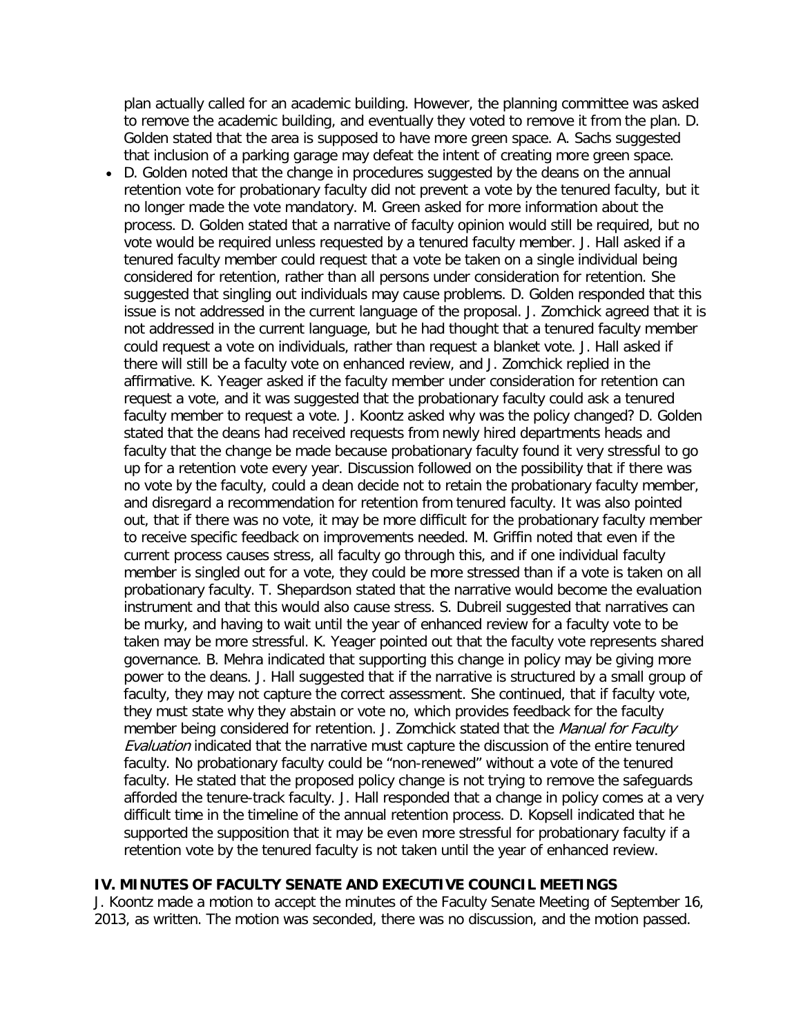plan actually called for an academic building. However, the planning committee was asked to remove the academic building, and eventually they voted to remove it from the plan. D. Golden stated that the area is supposed to have more green space. A. Sachs suggested that inclusion of a parking garage may defeat the intent of creating more green space.

- D. Golden noted that the change in procedures suggested by the deans on the annual retention vote for probationary faculty did not prevent a vote by the tenured faculty, but it no longer made the vote mandatory. M. Green asked for more information about the process. D. Golden stated that a narrative of faculty opinion would still be required, but no vote would be required unless requested by a tenured faculty member. J. Hall asked if a tenured faculty member could request that a vote be taken on a single individual being considered for retention, rather than all persons under consideration for retention. She suggested that singling out individuals may cause problems. D. Golden responded that this issue is not addressed in the current language of the proposal. J. Zomchick agreed that it is not addressed in the current language, but he had thought that a tenured faculty member could request a vote on individuals, rather than request a blanket vote. J. Hall asked if there will still be a faculty vote on enhanced review, and J. Zomchick replied in the affirmative. K. Yeager asked if the faculty member under consideration for retention can request a vote, and it was suggested that the probationary faculty could ask a tenured faculty member to request a vote. J. Koontz asked why was the policy changed? D. Golden stated that the deans had received requests from newly hired departments heads and faculty that the change be made because probationary faculty found it very stressful to go up for a retention vote every year. Discussion followed on the possibility that if there was no vote by the faculty, could a dean decide not to retain the probationary faculty member, and disregard a recommendation for retention from tenured faculty. It was also pointed out, that if there was no vote, it may be more difficult for the probationary faculty member to receive specific feedback on improvements needed. M. Griffin noted that even if the current process causes stress, all faculty go through this, and if one individual faculty member is singled out for a vote, they could be more stressed than if a vote is taken on all probationary faculty. T. Shepardson stated that the narrative would become the evaluation instrument and that this would also cause stress. S. Dubreil suggested that narratives can be murky, and having to wait until the year of enhanced review for a faculty vote to be taken may be more stressful. K. Yeager pointed out that the faculty vote represents shared governance. B. Mehra indicated that supporting this change in policy may be giving more power to the deans. J. Hall suggested that if the narrative is structured by a small group of faculty, they may not capture the correct assessment. She continued, that if faculty vote, they must state why they abstain or vote no, which provides feedback for the faculty member being considered for retention. J. Zomchick stated that the *Manual for Faculty Evaluation* indicated that the narrative must capture the discussion of the entire tenured faculty. No probationary faculty could be "non-renewed" without a vote of the tenured faculty. He stated that the proposed policy change is not trying to remove the safeguards afforded the tenure-track faculty. J. Hall responded that a change in policy comes at a very difficult time in the timeline of the annual retention process. D. Kopsell indicated that he supported the supposition that it may be even more stressful for probationary faculty if a retention vote by the tenured faculty is not taken until the year of enhanced review.

## IV. MINUTES OF FACULTY SENATE AND EXECUTIVE COUNCIL MEETINGS

J. Koontz made a motion to accept the minutes of the Faculty Senate Meeting of September 16, 2013, as written. The motion was seconded, there was no discussion, and the motion passed.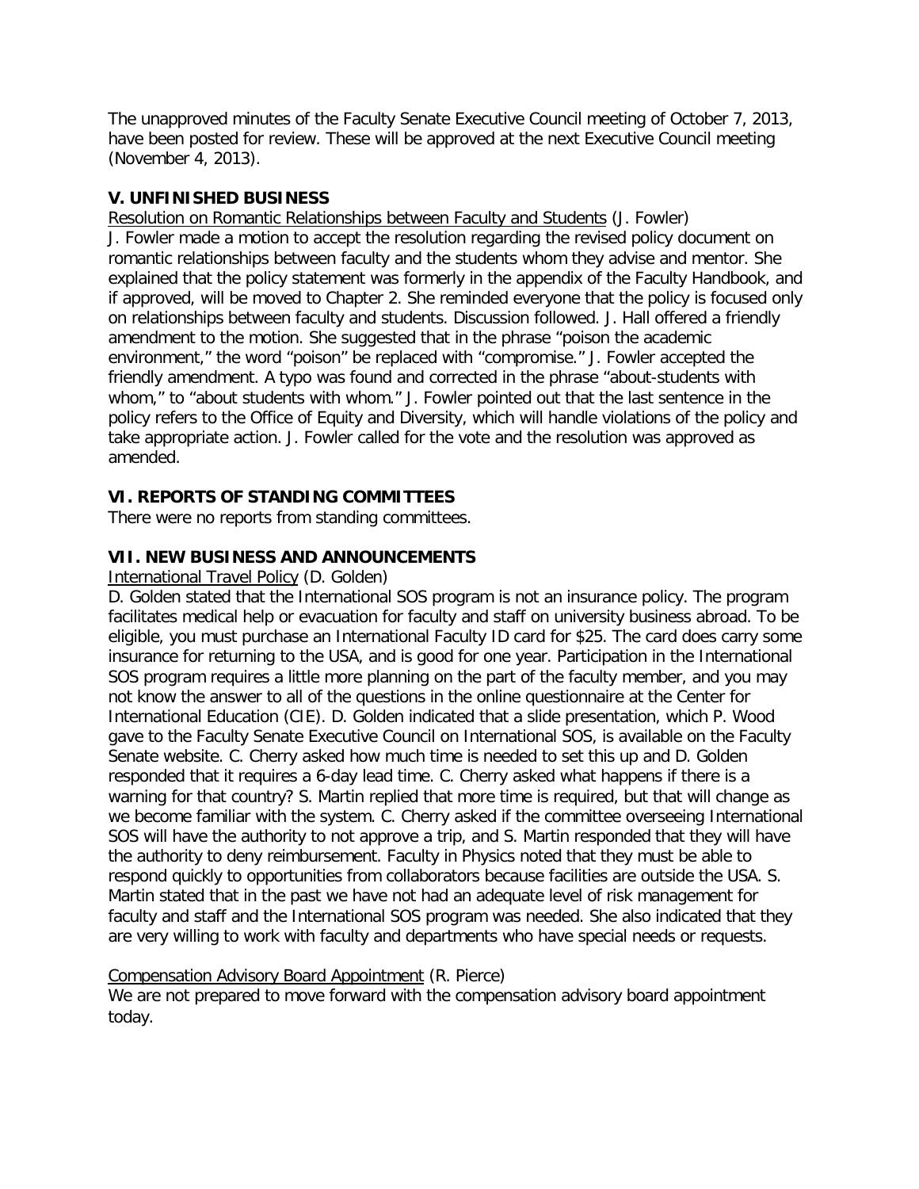The unapproved minutes of the Faculty Senate Executive Council meeting of October 7, 2013, have been posted for review. These will be approved at the next Executive Council meeting (November 4, 2013).

## V. UNFINISHED BUSINESS

Resolution on Romantic Relationships between Faculty and Students (J. Fowler)

J. Fowler made a motion to accept the resolution regarding the revised policy document on romantic relationships between faculty and the students whom they advise and mentor. She explained that the policy statement was formerly in the appendix of the Faculty Handbook, and if approved, will be moved to Chapter 2. She reminded everyone that the policy is focused only on relationships between faculty and students. Discussion followed. J. Hall offered a friendly amendment to the motion. She suggested that in the phrase "poison the academic environment," the word "poison" be replaced with "compromise." J. Fowler accepted the friendly amendment. A typo was found and corrected in the phrase "about-students with whom," to "about students with whom." J. Fowler pointed out that the last sentence in the policy refers to the Office of Equity and Diversity, which will handle violations of the policy and take appropriate action. J. Fowler called for the vote and the resolution was approved as amended.

## VI. REPORTS OF STANDING COMMITTEES

There were no reports from standing committees.

## VII. NEW BUSINESS AND ANNOUNCEMENTS

International Travel Policy (D. Golden)

D. Golden stated that the International SOS program is not an insurance policy. The program facilitates medical help or evacuation for faculty and staff on university business abroad. To be eligible, you must purchase an International Faculty ID card for $25. The card does carry some insurance for returning to the USA, and is good for one year. Participation in the International SOS program requires a little more planning on the part of the faculty member, and you may not know the answer to all of the questions in the online questionnaire at the Center for International Education (CIE). D. Golden indicated that a slide presentation, which P. Wood gave to the Faculty Senate Executive Council on International SOS, is available on the Faculty Senate website. C. Cherry asked how much time is needed to set this up and D. Golden responded that it requires a 6-day lead time. C. Cherry asked what happens if there is a warning for that country? S. Martin replied that more time is required, but that will change as we become familiar with the system. C. Cherry asked if the committee overseeing International SOS will have the authority to not approve a trip, and S. Martin responded that they will have the authority to deny reimbursement. Faculty in Physics noted that they must be able to respond quickly to opportunities from collaborators because facilities are outside the USA. S. Martin stated that in the past we have not had an adequate level of risk management for faculty and staff and the International SOS program was needed. She also indicated that they are very willing to work with faculty and departments who have special needs or requests.

Compensation Advisory Board Appointment (R. Pierce)

We are not prepared to move forward with the compensation advisory board appointment today.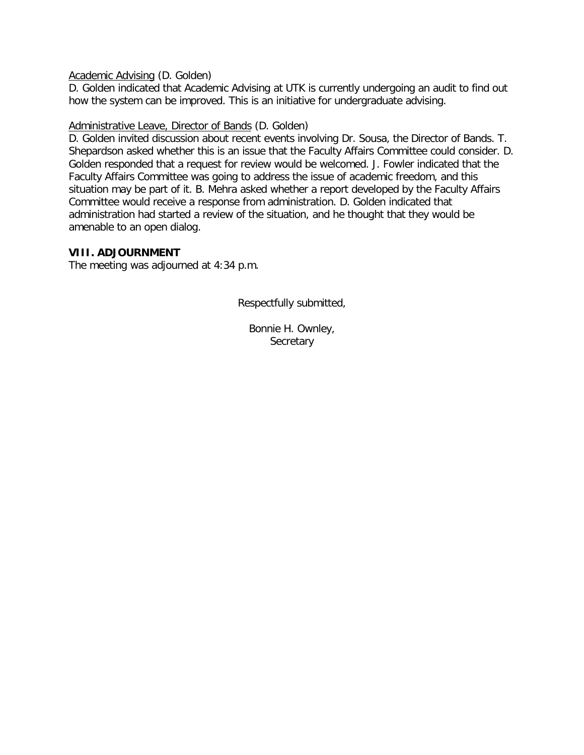Academic Advising (D. Golden)

D. Golden indicated that Academic Advising at UTK is currently undergoing an audit to find out how the system can be improved. This is an initiative for undergraduate advising.

Administrative Leave, Director of Bands (D. Golden)

D. Golden invited discussion about recent events involving Dr. Sousa, the Director of Bands. T. Shepardson asked whether this is an issue that the Faculty Affairs Committee could consider. D. Golden responded that a request for review would be welcomed. J. Fowler indicated that the Faculty Affairs Committee was going to address the issue of academic freedom, and this situation may be part of it. B. Mehra asked whether a report developed by the Faculty Affairs Committee would receive a response from administration. D. Golden indicated that administration had started a review of the situation, and he thought that they would be amenable to an open dialog.

**VIII. ADJOURNMENT**

The meeting was adjourned at 4:34 p.m.

Respectfully submitted,

Bonnie H. Ownley,
Secretary